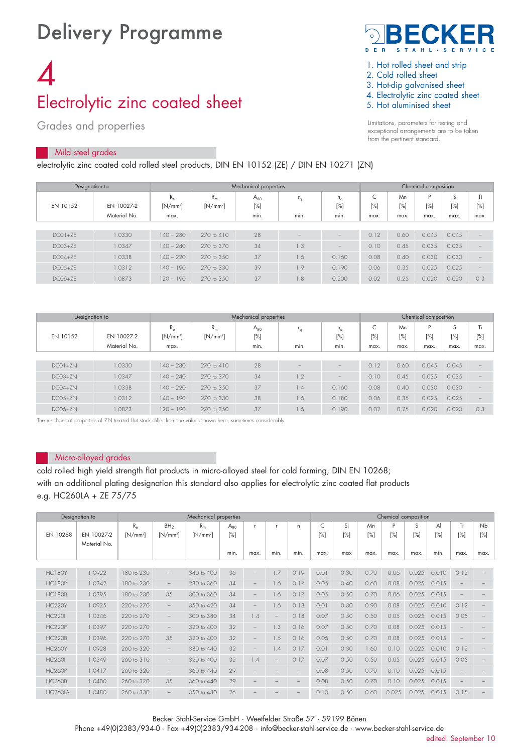# Delivery Programme

BECKER
DER STAHL-SERVICE

1. Hot rolled sheet and strip
2. Cold rolled sheet
3. Hot-dip galvanised sheet
4. Electrolytic zinc coated sheet
5. Hot aluminised sheet

Limitations, parameters for testing and exceptional arrangements are to be taken from the pertinent standard.

# 4

## Electrolytic zinc coated sheet

### Grades and properties

#### Mild steel grades

electrolytic zinc coated cold rolled steel products, DIN EN 10152 (ZE) / DIN EN 10271 (ZN)

| Designation to | | Mechanical properties | | | | | Chemical composition | | | | |
|---|---|---|---|---|---|---|---|---|---|---|---|
| EN 10152 | EN 10027-2 Material No. | $R_e$ [N/mm²] max. | $R_m$ [N/mm²] | $A_{80}$ [%] min. | $r_q$ min. | $n_q$ [%] min. | C [%] max. | Mn [%] max. | P [%] max. | S [%] max. | Ti [%] max. |
| DC01+ZE | 1.0330 | 140 – 280 | 270 to 410 | 28 | – | – | 0.12 | 0.60 | 0.045 | 0.045 | – |
| DC03+ZE | 1.0347 | 140 – 240 | 270 to 370 | 34 | 1.3 | – | 0.10 | 0.45 | 0.035 | 0.035 | – |
| DC04+ZE | 1.0338 | 140 – 220 | 270 to 350 | 37 | 1.6 | 0.160 | 0.08 | 0.40 | 0.030 | 0.030 | – |
| DC05+ZE | 1.0312 | 140 – 190 | 270 to 330 | 39 | 1.9 | 0.190 | 0.06 | 0.35 | 0.025 | 0.025 | – |
| DC06+ZE | 1.0873 | 120 – 190 | 270 to 350 | 37 | 1.8 | 0.200 | 0.02 | 0.25 | 0.020 | 0.020 | 0.3 |

| Designation to | | Mechanical properties | | | | | Chemical composition | | | | |
|---|---|---|---|---|---|---|---|---|---|---|---|
| EN 10152 | EN 10027-2 Material No. | $R_e$ [N/mm²] max. | $R_m$ [N/mm²] | $A_{80}$ [%] min. | $r_q$ min. | $n_q$ [%] min. | C [%] max. | Mn [%] max. | P [%] max. | S [%] max. | Ti [%] max. |
| DC01+ZN | 1.0330 | 140 – 280 | 270 to 410 | 28 | – | – | 0.12 | 0.60 | 0.045 | 0.045 | – |
| DC03+ZN | 1.0347 | 140 – 240 | 270 to 370 | 34 | 1.2 | – | 0.10 | 0.45 | 0.035 | 0.035 | – |
| DC04+ZN | 1.0338 | 140 – 220 | 270 to 350 | 37 | 1.4 | 0.160 | 0.08 | 0.40 | 0.030 | 0.030 | – |
| DC05+ZN | 1.0312 | 140 – 190 | 270 to 330 | 38 | 1.6 | 0.180 | 0.06 | 0.35 | 0.025 | 0.025 | – |
| DC06+ZN | 1.0873 | 120 – 190 | 270 to 350 | 37 | 1.6 | 0.190 | 0.02 | 0.25 | 0.020 | 0.020 | 0.3 |

The mechanical properties of ZN treated flat stock differ from the values shown here, sometimes considerably.

#### Micro-alloyed grades

cold rolled high yield strength flat products in micro-alloyed steel for cold forming, DIN EN 10268;
with an additional plating designation this standard also applies for electrolytic zinc coated flat products
e.g. HC260LA + ZE 75/75

| Designation to | | Mechanical properties | | | | | | | Chemical composition | | | | | | | |
|---|---|---|---|---|---|---|---|---|---|---|---|---|---|---|---|---|
| EN 10268 | EN 10027-2 Material No. | $R_e$ [N/mm²] | $BH_2$ [N/mm²] | $R_m$ [N/mm²] | $A_{80}$ [%] min. | r max. | r min. | n min. | C [%] max. | Si [%] max | Mn [%] max. | P [%] max. | S [%] max. | Al [%] min. | Ti [%] max. | Nb [%] max. |
| HC180Y | 1.0922 | 180 to 230 | – | 340 to 400 | 36 | – | 1.7 | 0.19 | 0.01 | 0.30 | 0.70 | 0.06 | 0.025 | 0.010 | 0.12 | – |
| HC180P | 1.0342 | 180 to 230 | – | 280 to 360 | 34 | – | 1.6 | 0.17 | 0.05 | 0.40 | 0.60 | 0.08 | 0.025 | 0.015 | – | – |
| HC180B | 1.0395 | 180 to 230 | 35 | 300 to 360 | 34 | – | 1.6 | 0.17 | 0.05 | 0.50 | 0.70 | 0.06 | 0.025 | 0.015 | – | – |
| HC220Y | 1.0925 | 220 to 270 | – | 350 to 420 | 34 | – | 1.6 | 0.18 | 0.01 | 0.30 | 0.90 | 0.08 | 0.025 | 0.010 | 0.12 | – |
| HC220I | 1.0346 | 220 to 270 | – | 300 to 380 | 34 | 1.4 | – | 0.18 | 0.07 | 0.50 | 0.50 | 0.05 | 0.025 | 0.015 | 0.05 | – |
| HC220P | 1.0397 | 220 to 270 | – | 320 to 400 | 32 | – | 1.3 | 0.16 | 0.07 | 0.50 | 0.70 | 0.08 | 0.025 | 0.015 | – | – |
| HC220B | 1.0396 | 220 to 270 | 35 | 320 to 400 | 32 | – | 1.5 | 0.16 | 0.06 | 0.50 | 0.70 | 0.08 | 0.025 | 0.015 | – | – |
| HC260Y | 1.0928 | 260 to 320 | – | 380 to 440 | 32 | – | 1.4 | 0.17 | 0.01 | 0.30 | 1.60 | 0.10 | 0.025 | 0.010 | 0.12 | – |
| HC260I | 1.0349 | 260 to 310 | – | 320 to 400 | 32 | 1.4 | – | 0.17 | 0.07 | 0.50 | 0.50 | 0.05 | 0.025 | 0.015 | 0.05 | – |
| HC260P | 1.0417 | 260 to 320 | – | 360 to 440 | 29 | – | – | – | 0.08 | 0.50 | 0.70 | 0.10 | 0.025 | 0.015 | – | – |
| HC260B | 1.0400 | 260 to 320 | 35 | 360 to 440 | 29 | – | – | – | 0.08 | 0.50 | 0.70 | 0.10 | 0.025 | 0.015 | – | – |
| HC260LA | 1.0480 | 260 to 330 | – | 350 to 430 | 26 | – | – | – | 0.10 | 0.50 | 0.60 | 0.025 | 0.025 | 0.015 | 0.15 | – |

Becker Stahl-Service GmbH · Weetfelder Straße 57 · 59199 Bönen
Phone +49(0)2383/934-0 · Fax +49(0)2383/934-208 · info@becker-stahl-service.de · www.becker-stahl-service.de

edited: September 10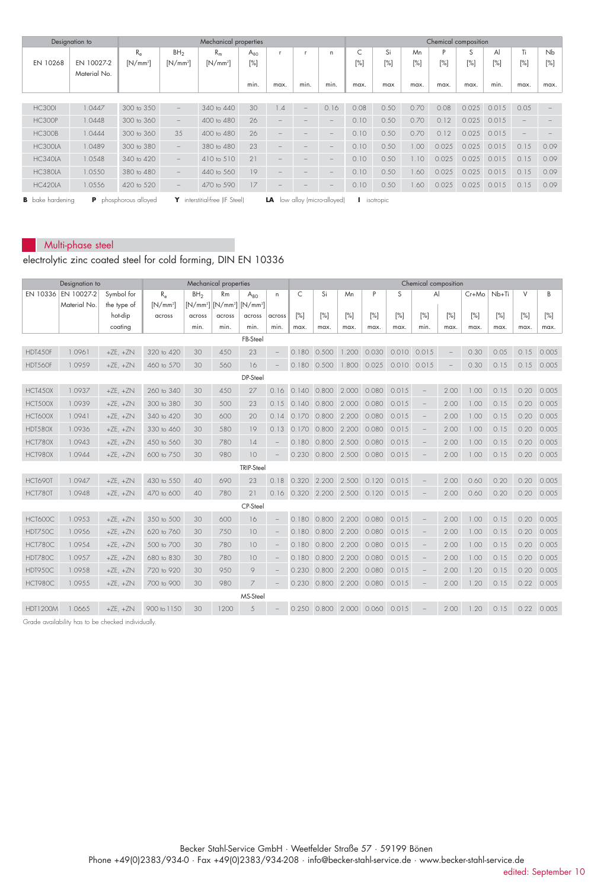| Designation to | | Mechanical properties | | | | | | | Chemical composition | | | | | | | | |
|---|---|---|---|---|---|---|---|---|---|---|---|---|---|---|---|---|---|
| EN 10268 | EN 10027-2 Material No. | $R_e$ [N/mm²] | $BH_2$ [N/mm²] | $R_m$ [N/mm²] | $A_{80}$ [%] | r | r | n | C [%] | Si [%] | Mn [%] | P [%] | S [%] | Al [%] | Ti [%] | Nb [%] |
| | | | | | min. | max. | min. | min. | max. | max | max. | max. | max. | min. | max. | max. |
| HC300I | 1.0447 | 300 to 350 | – | 340 to 440 | 30 | 1.4 | – | 0.16 | 0.08 | 0.50 | 0.70 | 0.08 | 0.025 | 0.015 | 0.05 | – |
| HC300P | 1.0448 | 300 to 360 | – | 400 to 480 | 26 | – | – | – | 0.10 | 0.50 | 0.70 | 0.12 | 0.025 | 0.015 | – | – |
| HC300B | 1.0444 | 300 to 360 | 35 | 400 to 480 | 26 | – | – | – | 0.10 | 0.50 | 0.70 | 0.12 | 0.025 | 0.015 | – | – |
| HC300LA | 1.0489 | 300 to 380 | – | 380 to 480 | 23 | – | – | – | 0.10 | 0.50 | 1.00 | 0.025 | 0.025 | 0.015 | 0.15 | 0.09 |
| HC340LA | 1.0548 | 340 to 420 | – | 410 to 510 | 21 | – | – | – | 0.10 | 0.50 | 1.10 | 0.025 | 0.025 | 0.015 | 0.15 | 0.09 |
| HC380LA | 1.0550 | 380 to 480 | – | 440 to 560 | 19 | – | – | – | 0.10 | 0.50 | 1.60 | 0.025 | 0.025 | 0.015 | 0.15 | 0.09 |
| HC420LA | 1.0556 | 420 to 520 | – | 470 to 590 | 17 | – | – | – | 0.10 | 0.50 | 1.60 | 0.025 | 0.025 | 0.015 | 0.15 | 0.09 |

**B** bake hardening **P** phosphorous alloyed **Y** interstitial-free (IF Steel) **LA** low alloy (micro-alloyed) **I** isotropic

## Multi-phase steel

electrolytic zinc coated steel for cold forming, DIN EN 10336

| Designation to | | | Mechanical properties | | | | | Chemical composition | | | | | | | | | | |
|---|---|---|---|---|---|---|---|---|---|---|---|---|---|---|---|---|---|---|
| EN 10336 | EN 10027-2 Material No. | Symbol for the type of hot-dip coating | $R_e$ [N/mm²] across | $BH_2$ [N/mm²] across | Rm [N/mm²] across | $A_{80}$ [N/mm²] across | n across | C [%] | Si [%] | Mn [%] | P [%] | S [%] | Al [%] | Al [%] | Cr+Mo [%] | Nb+Ti [%] | V [%] | B [%] |
| | | | | min. | min. | min. | min. | max. | max. | max. | max. | max. | min. | max. | max. | max. | max. | max. |
| FB-Steel | | | | | | | | | | | | | | | | | | |
| HDT450F | 1.0961 | +ZE, +ZN | 320 to 420 | 30 | 450 | 23 | – | 0.180 | 0.500 | 1.200 | 0.030 | 0.010 | 0.015 | – | 0.30 | 0.05 | 0.15 | 0.005 |
| HDT560F | 1.0959 | +ZE, +ZN | 460 to 570 | 30 | 560 | 16 | – | 0.180 | 0.500 | 1.800 | 0.025 | 0.010 | 0.015 | – | 0.30 | 0.15 | 0.15 | 0.005 |
| DP-Steel | | | | | | | | | | | | | | | | | | |
| HCT450X | 1.0937 | +ZE, +ZN | 260 to 340 | 30 | 450 | 27 | 0.16 | 0.140 | 0.800 | 2.000 | 0.080 | 0.015 | – | 2.00 | 1.00 | 0.15 | 0.20 | 0.005 |
| HCT500X | 1.0939 | +ZE, +ZN | 300 to 380 | 30 | 500 | 23 | 0.15 | 0.140 | 0.800 | 2.000 | 0.080 | 0.015 | – | 2.00 | 1.00 | 0.15 | 0.20 | 0.005 |
| HCT600X | 1.0941 | +ZE, +ZN | 340 to 420 | 30 | 600 | 20 | 0.14 | 0.170 | 0.800 | 2.200 | 0.080 | 0.015 | – | 2.00 | 1.00 | 0.15 | 0.20 | 0.005 |
| HDT580X | 1.0936 | +ZE, +ZN | 330 to 460 | 30 | 580 | 19 | 0.13 | 0.170 | 0.800 | 2.200 | 0.080 | 0.015 | – | 2.00 | 1.00 | 0.15 | 0.20 | 0.005 |
| HCT780X | 1.0943 | +ZE, +ZN | 450 to 560 | 30 | 780 | 14 | – | 0.180 | 0.800 | 2.500 | 0.080 | 0.015 | – | 2.00 | 1.00 | 0.15 | 0.20 | 0.005 |
| HCT980X | 1.0944 | +ZE, +ZN | 600 to 750 | 30 | 980 | 10 | – | 0.230 | 0.800 | 2.500 | 0.080 | 0.015 | – | 2.00 | 1.00 | 0.15 | 0.20 | 0.005 |
| TRIP-Steel | | | | | | | | | | | | | | | | | | |
| HCT690T | 1.0947 | +ZE, +ZN | 430 to 550 | 40 | 690 | 23 | 0.18 | 0.320 | 2.200 | 2.500 | 0.120 | 0.015 | – | 2.00 | 0.60 | 0.20 | 0.20 | 0.005 |
| HCT780T | 1.0948 | +ZE, +ZN | 470 to 600 | 40 | 780 | 21 | 0.16 | 0.320 | 2.200 | 2.500 | 0.120 | 0.015 | – | 2.00 | 0.60 | 0.20 | 0.20 | 0.005 |
| CP-Steel | | | | | | | | | | | | | | | | | | |
| HCT600C | 1.0953 | +ZE, +ZN | 350 to 500 | 30 | 600 | 16 | – | 0.180 | 0.800 | 2.200 | 0.080 | 0.015 | – | 2.00 | 1.00 | 0.15 | 0.20 | 0.005 |
| HDT750C | 1.0956 | +ZE, +ZN | 620 to 760 | 30 | 750 | 10 | – | 0.180 | 0.800 | 2.200 | 0.080 | 0.015 | – | 2.00 | 1.00 | 0.15 | 0.20 | 0.005 |
| HCT780C | 1.0954 | +ZE, +ZN | 500 to 700 | 30 | 780 | 10 | – | 0.180 | 0.800 | 2.200 | 0.080 | 0.015 | – | 2.00 | 1.00 | 0.15 | 0.20 | 0.005 |
| HDT780C | 1.0957 | +ZE, +ZN | 680 to 830 | 30 | 780 | 10 | – | 0.180 | 0.800 | 2.200 | 0.080 | 0.015 | – | 2.00 | 1.00 | 0.15 | 0.20 | 0.005 |
| HDT950C | 1.0958 | +ZE, +ZN | 720 to 920 | 30 | 950 | 9 | – | 0.230 | 0.800 | 2.200 | 0.080 | 0.015 | – | 2.00 | 1.20 | 0.15 | 0.20 | 0.005 |
| HCT980C | 1.0955 | +ZE, +ZN | 700 to 900 | 30 | 980 | 7 | – | 0.230 | 0.800 | 2.200 | 0.080 | 0.015 | – | 2.00 | 1.20 | 0.15 | 0.22 | 0.005 |
| MS-Steel | | | | | | | | | | | | | | | | | | |
| HDT1200M | 1.0665 | +ZE, +ZN | 900 to 1150 | 30 | 1200 | 5 | – | 0.250 | 0.800 | 2.000 | 0.060 | 0.015 | – | 2.00 | 1.20 | 0.15 | 0.22 | 0.005 |

Grade availability has to be checked individually.

Becker Stahl-Service GmbH · Weetfelder Straße 57 · 59199 Bönen
Phone +49(0)2383/934-0 · Fax +49(0)2383/934-208 · info@becker-stahl-service.de · www.becker-stahl-service.de

edited: September 10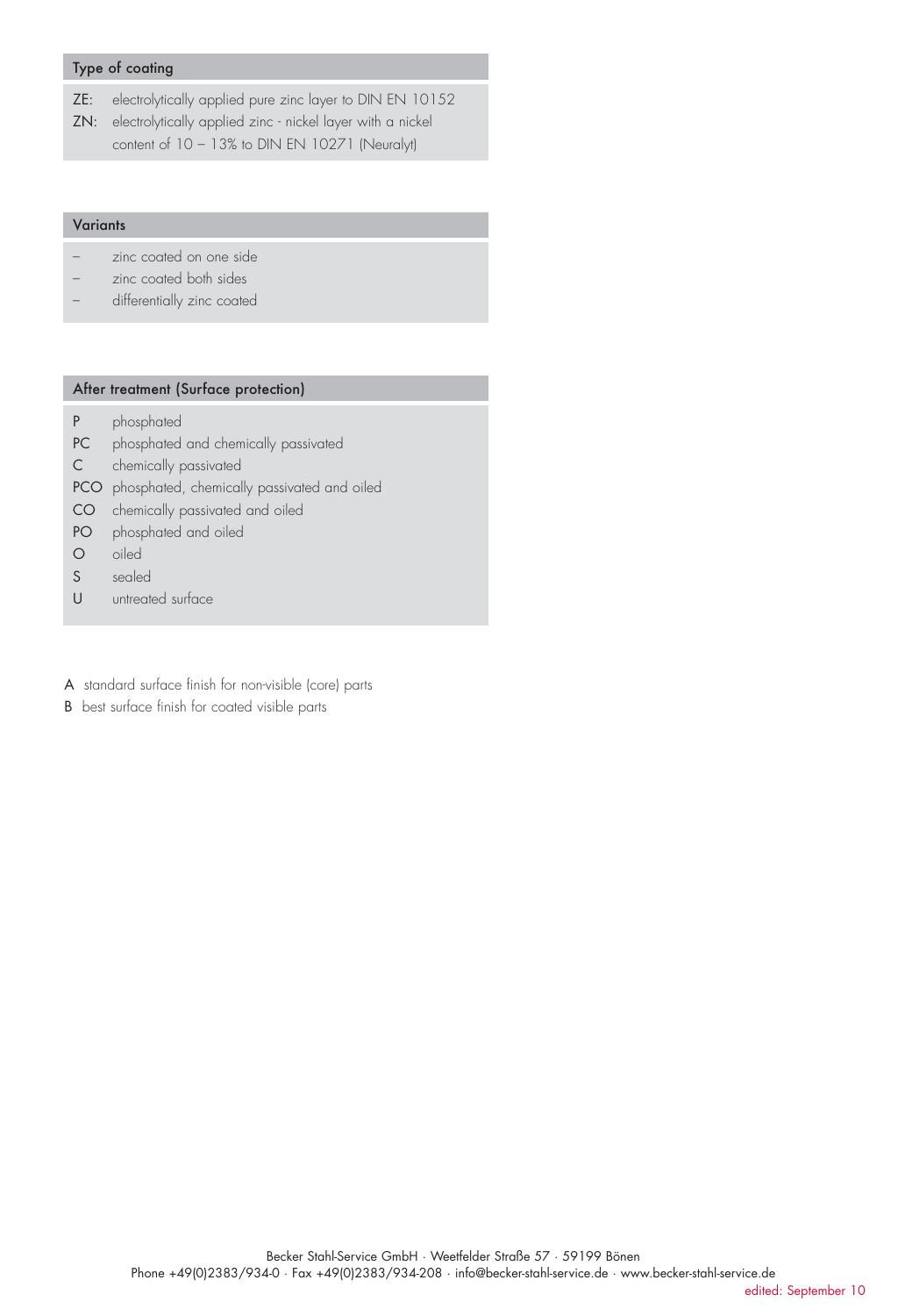## Type of coating

ZE: electrolytically applied pure zinc layer to DIN EN 10152

ZN: electrolytically applied zinc - nickel layer with a nickel content of 10 – 13% to DIN EN 10271 (Neuralyt)

## Variants

- zinc coated on one side
- zinc coated both sides
- differentially zinc coated

## After treatment (Surface protection)

| | |
|---|---|
| P | phosphated |
| PC | phosphated and chemically passivated |
| C | chemically passivated |
| PCO | phosphated, chemically passivated and oiled |
| CO | chemically passivated and oiled |
| PO | phosphated and oiled |
| O | oiled |
| S | sealed |
| U | untreated surface |

A standard surface finish for non-visible (core) parts

B best surface finish for coated visible parts

Becker Stahl-Service GmbH · Weetfelder Straße 57 · 59199 Bönen
Phone +49(0)2383/934-0 · Fax +49(0)2383/934-208 · info@becker-stahl-service.de · www.becker-stahl-service.de

edited: September 10